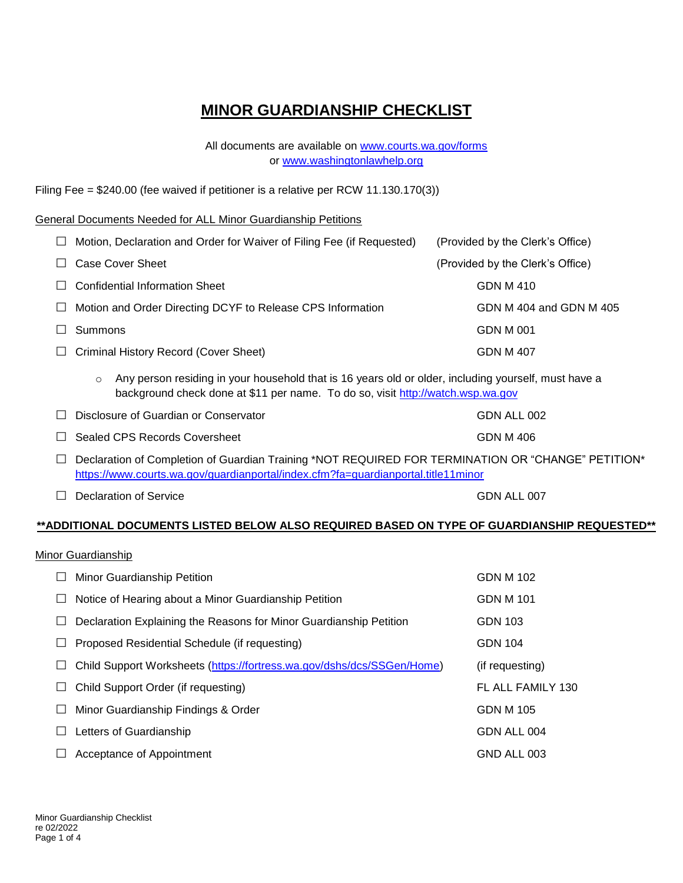# MINOR GUARDIANSHIP CHECKLIST

All documents are available on [www.courts.wa.gov/forms](http://www.courts.wa.gov/forms)
or [www.washingtonlawhelp.org](http://www.washingtonlawhelp.org)

Filing Fee = $240.00 (fee waived if petitioner is a relative per RCW 11.130.170(3))

General Documents Needed for ALL Minor Guardianship Petitions

- ☐ Motion, Declaration and Order for Waiver of Filing Fee (if Requested) — (Provided by the Clerk's Office)
- ☐ Case Cover Sheet — (Provided by the Clerk's Office)
- ☐ Confidential Information Sheet — GDN M 410
- ☐ Motion and Order Directing DCYF to Release CPS Information — GDN M 404 and GDN M 405
- ☐ Summons — GDN M 001
- ☐ Criminal History Record (Cover Sheet) — GDN M 407
    - Any person residing in your household that is 16 years old or older, including yourself, must have a background check done at $11 per name. To do so, visit [http://watch.wsp.wa.gov](http://watch.wsp.wa.gov)
- ☐ Disclosure of Guardian or Conservator — GDN ALL 002
- ☐ Sealed CPS Records Coversheet — GDN M 406
- ☐ Declaration of Completion of Guardian Training *NOT REQUIRED FOR TERMINATION OR "CHANGE" PETITION* [https://www.courts.wa.gov/guardianportal/index.cfm?fa=guardianportal.title11minor](https://www.courts.wa.gov/guardianportal/index.cfm?fa=guardianportal.title11minor)
- ☐ Declaration of Service — GDN ALL 007

**\*\*ADDITIONAL DOCUMENTS LISTED BELOW ALSO REQUIRED BASED ON TYPE OF GUARDIANSHIP REQUESTED\*\***

Minor Guardianship

- ☐ Minor Guardianship Petition — GDN M 102
- ☐ Notice of Hearing about a Minor Guardianship Petition — GDN M 101
- ☐ Declaration Explaining the Reasons for Minor Guardianship Petition — GDN 103
- ☐ Proposed Residential Schedule (if requesting) — GDN 104
- ☐ Child Support Worksheets ([https://fortress.wa.gov/dshs/dcs/SSGen/Home](https://fortress.wa.gov/dshs/dcs/SSGen/Home)) — (if requesting)
- ☐ Child Support Order (if requesting) — FL ALL FAMILY 130
- ☐ Minor Guardianship Findings & Order — GDN M 105
- ☐ Letters of Guardianship — GDN ALL 004
- ☐ Acceptance of Appointment — GND ALL 003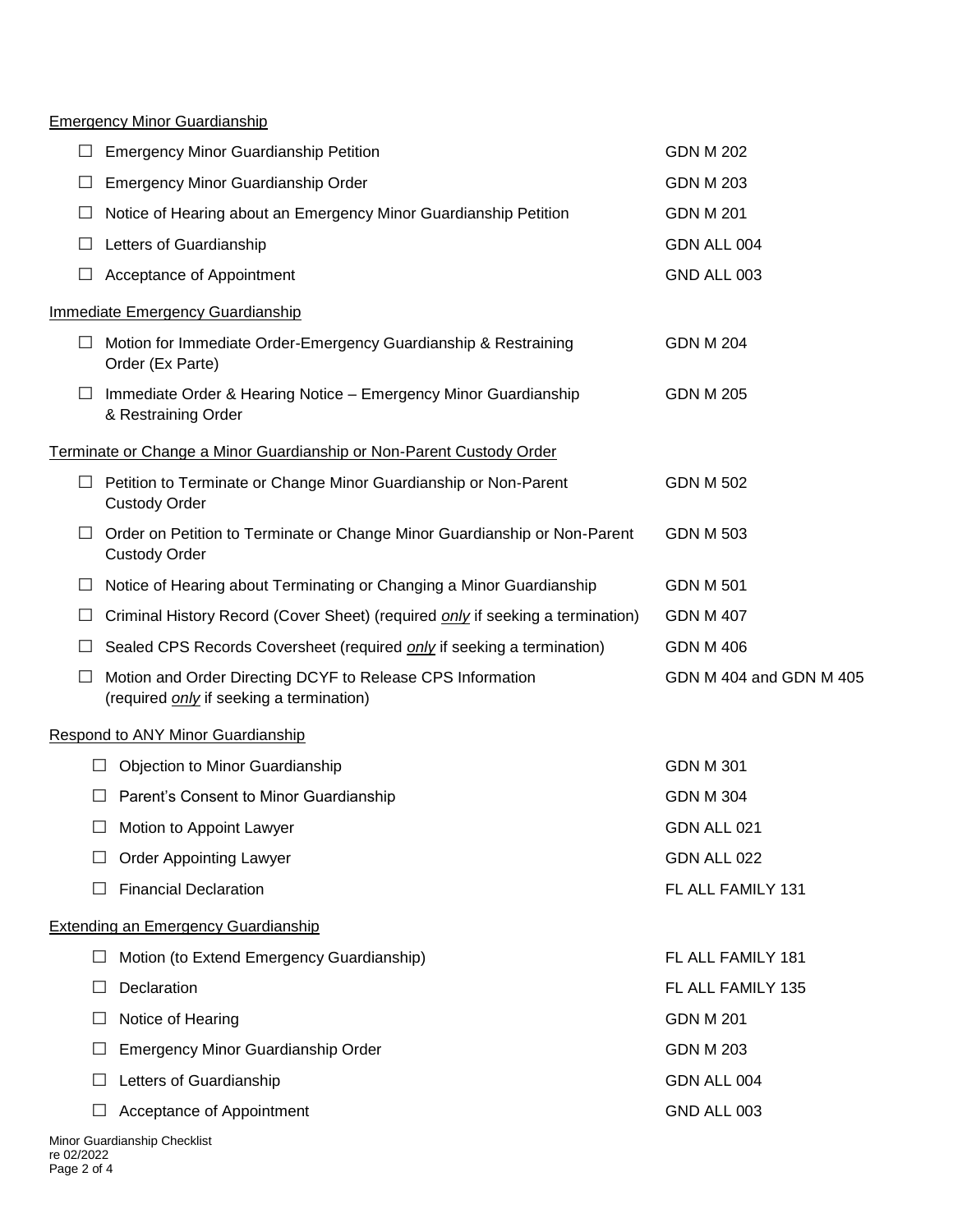Emergency Minor Guardianship

| | Form | Number |
|---|---|---|
| ☐ | Emergency Minor Guardianship Petition | GDN M 202 |
| ☐ | Emergency Minor Guardianship Order | GDN M 203 |
| ☐ | Notice of Hearing about an Emergency Minor Guardianship Petition | GDN M 201 |
| ☐ | Letters of Guardianship | GDN ALL 004 |
| ☐ | Acceptance of Appointment | GND ALL 003 |

Immediate Emergency Guardianship

| | Form | Number |
|---|---|---|
| ☐ | Motion for Immediate Order-Emergency Guardianship & Restraining Order (Ex Parte) | GDN M 204 |
| ☐ | Immediate Order & Hearing Notice – Emergency Minor Guardianship & Restraining Order | GDN M 205 |

Terminate or Change a Minor Guardianship or Non-Parent Custody Order

| | Form | Number |
|---|---|---|
| ☐ | Petition to Terminate or Change Minor Guardianship or Non-Parent Custody Order | GDN M 502 |
| ☐ | Order on Petition to Terminate or Change Minor Guardianship or Non-Parent Custody Order | GDN M 503 |
| ☐ | Notice of Hearing about Terminating or Changing a Minor Guardianship | GDN M 501 |
| ☐ | Criminal History Record (Cover Sheet) (required *only* if seeking a termination) | GDN M 407 |
| ☐ | Sealed CPS Records Coversheet (required *only* if seeking a termination) | GDN M 406 |
| ☐ | Motion and Order Directing DCYF to Release CPS Information (required *only* if seeking a termination) | GDN M 404 and GDN M 405 |

Respond to ANY Minor Guardianship

| | Form | Number |
|---|---|---|
| ☐ | Objection to Minor Guardianship | GDN M 301 |
| ☐ | Parent's Consent to Minor Guardianship | GDN M 304 |
| ☐ | Motion to Appoint Lawyer | GDN ALL 021 |
| ☐ | Order Appointing Lawyer | GDN ALL 022 |
| ☐ | Financial Declaration | FL ALL FAMILY 131 |

Extending an Emergency Guardianship

| | Form | Number |
|---|---|---|
| ☐ | Motion (to Extend Emergency Guardianship) | FL ALL FAMILY 181 |
| ☐ | Declaration | FL ALL FAMILY 135 |
| ☐ | Notice of Hearing | GDN M 201 |
| ☐ | Emergency Minor Guardianship Order | GDN M 203 |
| ☐ | Letters of Guardianship | GDN ALL 004 |
| ☐ | Acceptance of Appointment | GND ALL 003 |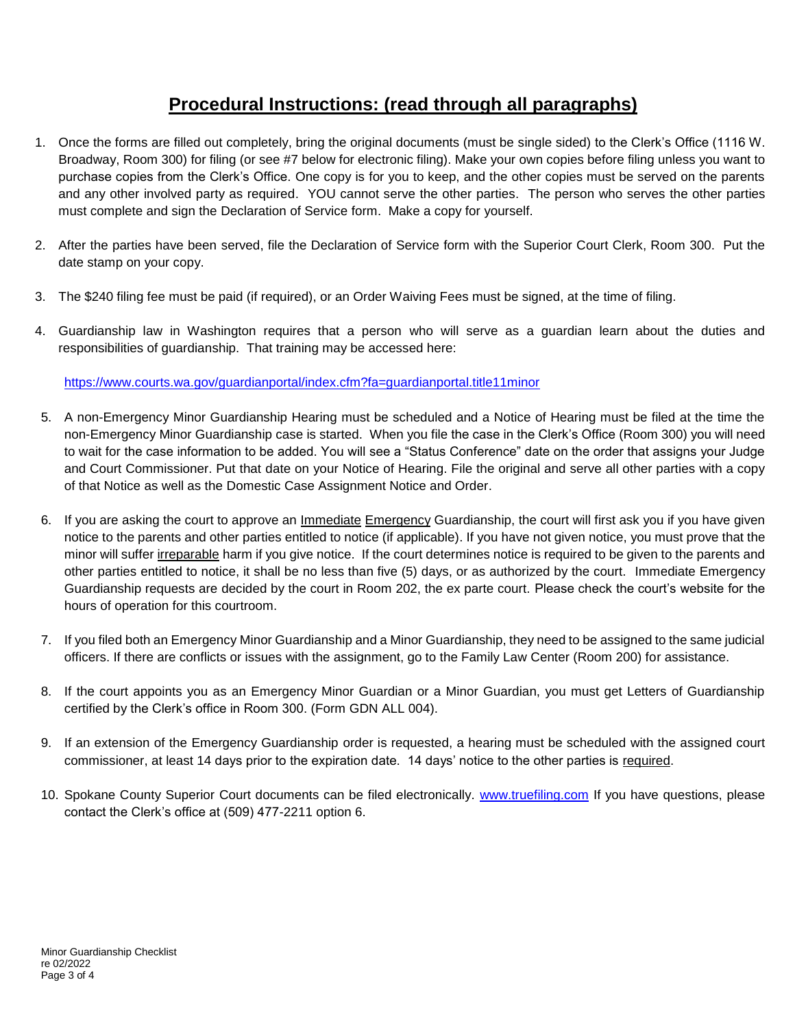## **Procedural Instructions: (read through all paragraphs)**

1. Once the forms are filled out completely, bring the original documents (must be single sided) to the Clerk's Office (1116 W. Broadway, Room 300) for filing (or see #7 below for electronic filing). Make your own copies before filing unless you want to purchase copies from the Clerk's Office. One copy is for you to keep, and the other copies must be served on the parents and any other involved party as required. YOU cannot serve the other parties. The person who serves the other parties must complete and sign the Declaration of Service form. Make a copy for yourself.

2. After the parties have been served, file the Declaration of Service form with the Superior Court Clerk, Room 300. Put the date stamp on your copy.

3. The $240 filing fee must be paid (if required), or an Order Waiving Fees must be signed, at the time of filing.

4. Guardianship law in Washington requires that a person who will serve as a guardian learn about the duties and responsibilities of guardianship. That training may be accessed here:

   https://www.courts.wa.gov/guardianportal/index.cfm?fa=guardianportal.title11minor

5. A non-Emergency Minor Guardianship Hearing must be scheduled and a Notice of Hearing must be filed at the time the non-Emergency Minor Guardianship case is started. When you file the case in the Clerk's Office (Room 300) you will need to wait for the case information to be added. You will see a "Status Conference" date on the order that assigns your Judge and Court Commissioner. Put that date on your Notice of Hearing. File the original and serve all other parties with a copy of that Notice as well as the Domestic Case Assignment Notice and Order.

6. If you are asking the court to approve an Immediate Emergency Guardianship, the court will first ask you if you have given notice to the parents and other parties entitled to notice (if applicable). If you have not given notice, you must prove that the minor will suffer irreparable harm if you give notice. If the court determines notice is required to be given to the parents and other parties entitled to notice, it shall be no less than five (5) days, or as authorized by the court. Immediate Emergency Guardianship requests are decided by the court in Room 202, the ex parte court. Please check the court's website for the hours of operation for this courtroom.

7. If you filed both an Emergency Minor Guardianship and a Minor Guardianship, they need to be assigned to the same judicial officers. If there are conflicts or issues with the assignment, go to the Family Law Center (Room 200) for assistance.

8. If the court appoints you as an Emergency Minor Guardian or a Minor Guardian, you must get Letters of Guardianship certified by the Clerk's office in Room 300. (Form GDN ALL 004).

9. If an extension of the Emergency Guardianship order is requested, a hearing must be scheduled with the assigned court commissioner, at least 14 days prior to the expiration date. 14 days' notice to the other parties is required.

10. Spokane County Superior Court documents can be filed electronically. www.truefiling.com If you have questions, please contact the Clerk's office at (509) 477-2211 option 6.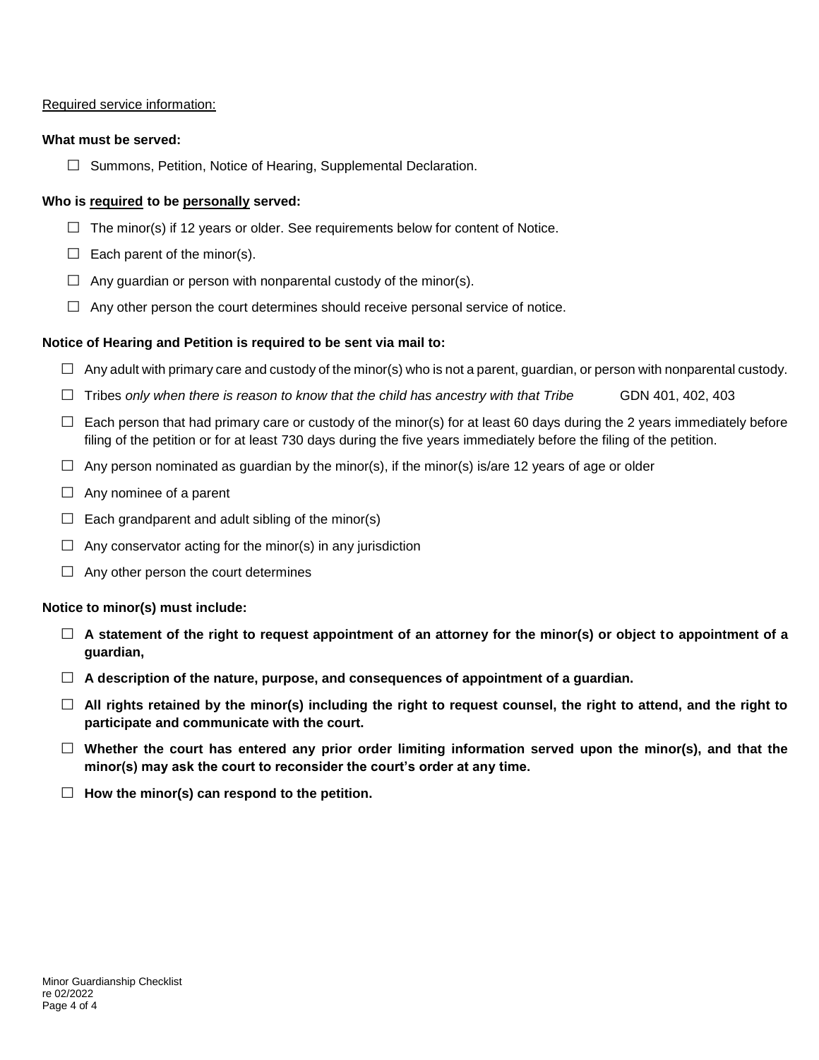<u>Required service information:</u>

**What must be served:**

- ☐ Summons, Petition, Notice of Hearing, Supplemental Declaration.

**Who is <u>required</u> to be <u>personally</u> served:**

- ☐ The minor(s) if 12 years or older. See requirements below for content of Notice.
- ☐ Each parent of the minor(s).
- ☐ Any guardian or person with nonparental custody of the minor(s).
- ☐ Any other person the court determines should receive personal service of notice.

**Notice of Hearing and Petition is required to be sent via mail to:**

- ☐ Any adult with primary care and custody of the minor(s) who is not a parent, guardian, or person with nonparental custody.
- ☐ Tribes *only when there is reason to know that the child has ancestry with that Tribe* GDN 401, 402, 403
- ☐ Each person that had primary care or custody of the minor(s) for at least 60 days during the 2 years immediately before filing of the petition or for at least 730 days during the five years immediately before the filing of the petition.
- ☐ Any person nominated as guardian by the minor(s), if the minor(s) is/are 12 years of age or older
- ☐ Any nominee of a parent
- ☐ Each grandparent and adult sibling of the minor(s)
- ☐ Any conservator acting for the minor(s) in any jurisdiction
- ☐ Any other person the court determines

**Notice to minor(s) must include:**

- ☐ **A statement of the right to request appointment of an attorney for the minor(s) or object to appointment of a guardian,**
- ☐ **A description of the nature, purpose, and consequences of appointment of a guardian.**
- ☐ **All rights retained by the minor(s) including the right to request counsel, the right to attend, and the right to participate and communicate with the court.**
- ☐ **Whether the court has entered any prior order limiting information served upon the minor(s), and that the minor(s) may ask the court to reconsider the court's order at any time.**
- ☐ **How the minor(s) can respond to the petition.**